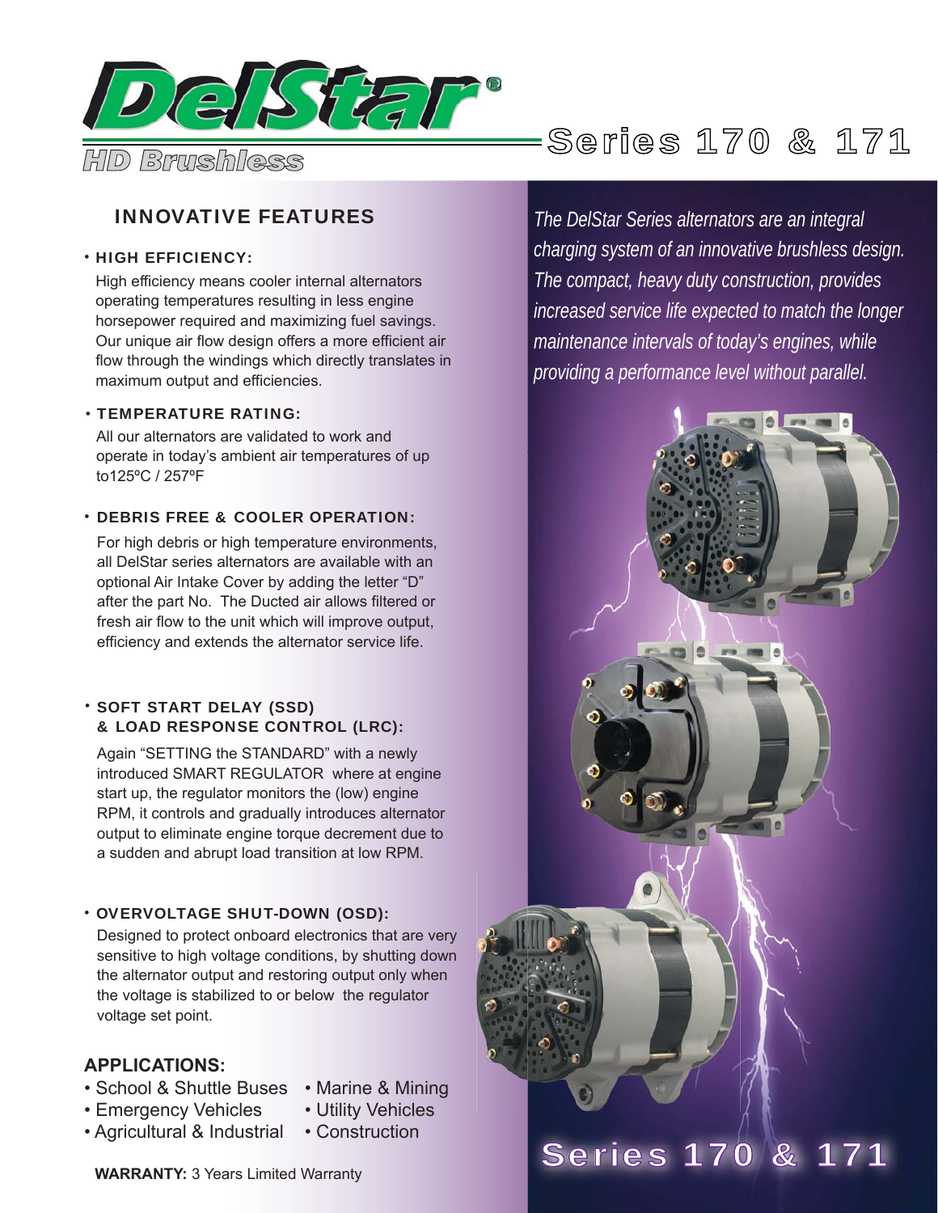# DelStar®

HD Brushless

# Series 170 & 171

*The DelStar Series alternators are an integral charging system of an innovative brushless design. The compact, heavy duty construction, provides increased service life expected to match the longer maintenance intervals of today's engines, while providing a performance level without parallel.*

## INNOVATIVE FEATURES

- **HIGH EFFICIENCY:**

  High efficiency means cooler internal alternators operating temperatures resulting in less engine horsepower required and maximizing fuel savings. Our unique air flow design offers a more efficient air flow through the windings which directly translates in maximum output and efficiencies.

- **TEMPERATURE RATING:**

  All our alternators are validated to work and operate in today's ambient air temperatures of up to125ºC / 257ºF

- **DEBRIS FREE & COOLER OPERATION:**

  For high debris or high temperature environments, all DelStar series alternators are available with an optional Air Intake Cover by adding the letter "D" after the part No. The Ducted air allows filtered or fresh air flow to the unit which will improve output, efficiency and extends the alternator service life.

- **SOFT START DELAY (SSD) & LOAD RESPONSE CONTROL (LRC):**

  Again "SETTING the STANDARD" with a newly introduced SMART REGULATOR where at engine start up, the regulator monitors the (low) engine RPM, it controls and gradually introduces alternator output to eliminate engine torque decrement due to a sudden and abrupt load transition at low RPM.

- **OVERVOLTAGE SHUT-DOWN (OSD):**

  Designed to protect onboard electronics that are very sensitive to high voltage conditions, by shutting down the alternator output and restoring output only when the voltage is stabilized to or below the regulator voltage set point.

## APPLICATIONS:

- School & Shuttle Buses
- Emergency Vehicles
- Agricultural & Industrial
- Marine & Mining
- Utility Vehicles
- Construction

**WARRANTY:** 3 Years Limited Warranty

## Series 170 & 171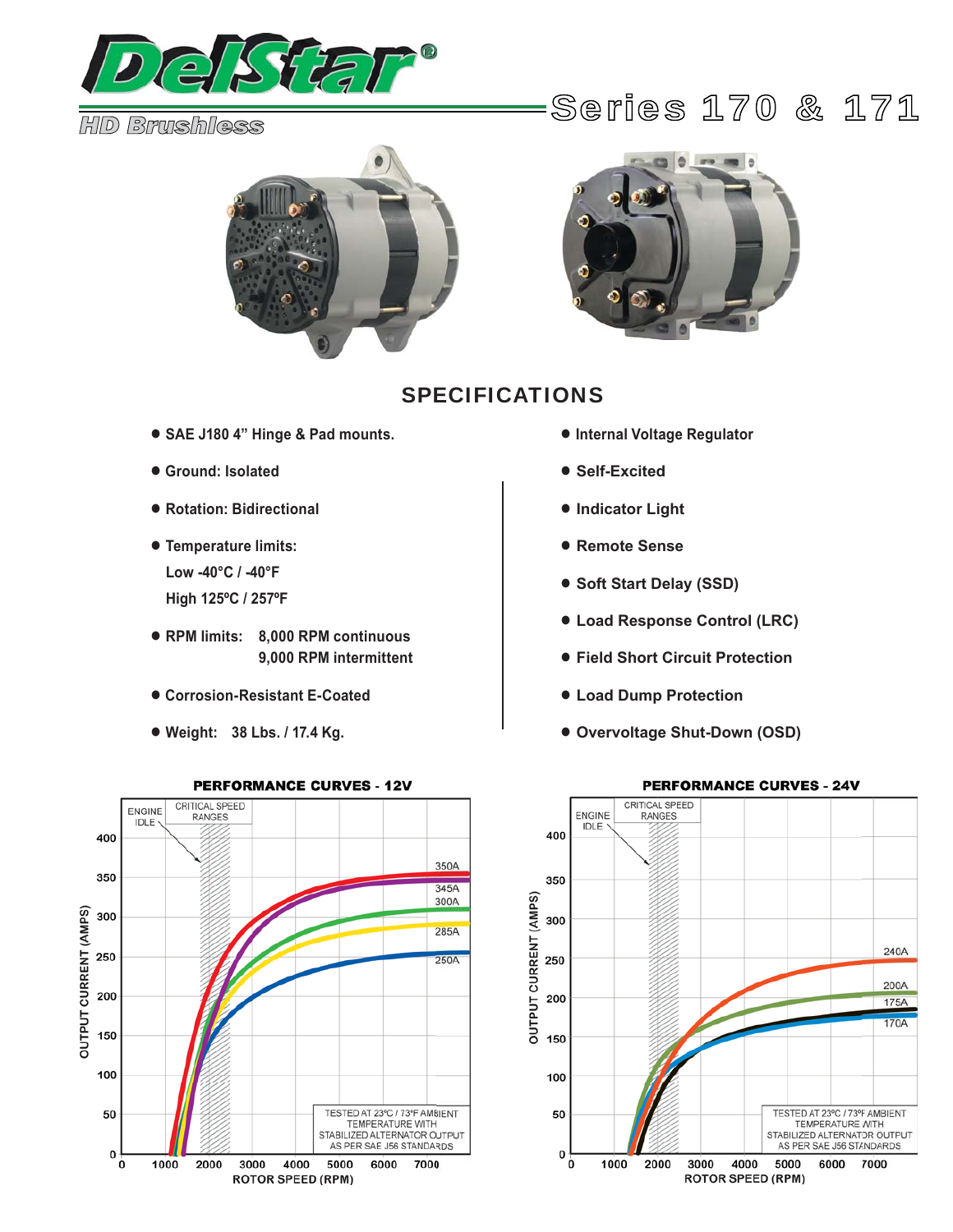# DelStar®

HD Brushless

## Series 170 & 171

## SPECIFICATIONS

- SAE J180 4" Hinge & Pad mounts.
- Ground: Isolated
- Rotation: Bidirectional
- Temperature limits:
  Low -40°C / -40°F
  High 125°C / 257°F
- RPM limits: 8,000 RPM continuous
  9,000 RPM intermittent
- Corrosion-Resistant E-Coated
- Weight: 38 Lbs. / 17.4 Kg.

- Internal Voltage Regulator
- Self-Excited
- Indicator Light
- Remote Sense
- Soft Start Delay (SSD)
- Load Response Control (LRC)
- Field Short Circuit Protection
- Load Dump Protection
- Overvoltage Shut-Down (OSD)

### PERFORMANCE CURVES - 12V

ENGINE IDLE | CRITICAL SPEED RANGES

OUTPUT CURRENT (AMPS) vs. ROTOR SPEED (RPM)

Curves: 350A, 345A, 300A, 285A, 250A

TESTED AT 23°C / 73°F AMBIENT TEMPERATURE WITH STABILIZED ALTERNATOR OUTPUT AS PER SAE J56 STANDARDS

### PERFORMANCE CURVES - 24V

ENGINE IDLE | CRITICAL SPEED RANGES

OUTPUT CURRENT (AMPS) vs. ROTOR SPEED (RPM)

Curves: 240A, 200A, 175A, 170A

TESTED AT 23°C / 73°F AMBIENT TEMPERATURE WITH STABILIZED ALTERNATOR OUTPUT AS PER SAE J56 STANDARDS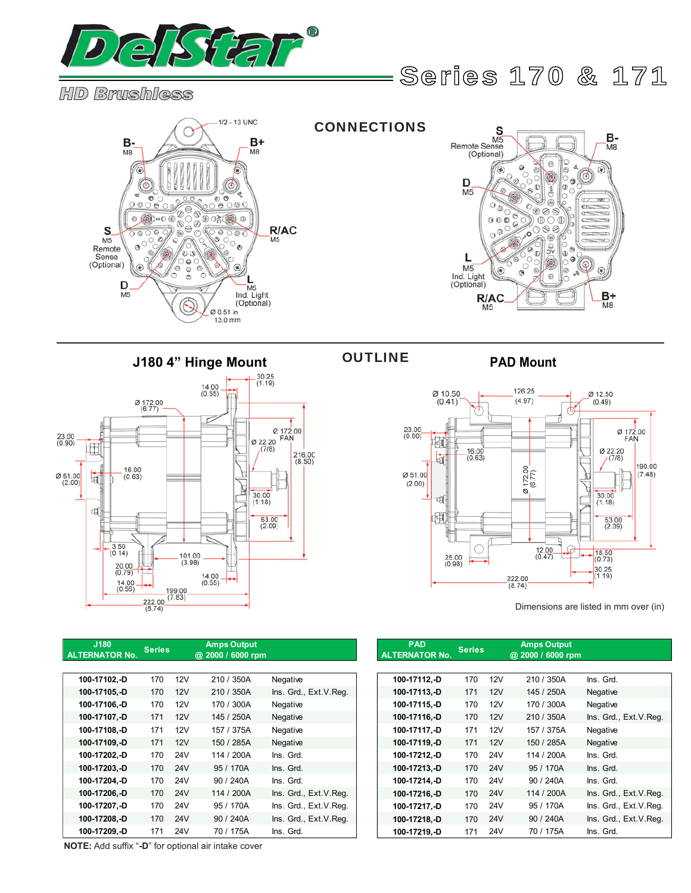# DelStar

## HD Brushless

# Series 170 & 171

## CONNECTIONS

- B- M8
- B+ M8
- 1/2 - 13 UNC
- S M5 Remote Sense (Optional)
- R/AC M5
- D M5
- L M5 Ind. Light (Optional)
- Ø 0.51 in 13.0 mm

## OUTLINE

### J180 4" Hinge Mount

### PAD Mount

Dimensions are listed in mm over (in)

| J180 ALTERNATOR No. | Series | | Amps Output @ 2000 / 6000 rpm | |
|---|---|---|---|---|
| 100-17102,-D | 170 | 12V | 210 / 350A | Negative |
| 100-17105,-D | 170 | 12V | 210 / 350A | Ins. Grd., Ext.V.Reg. |
| 100-17106,-D | 170 | 12V | 170 / 300A | Negative |
| 100-17107,-D | 171 | 12V | 145 / 250A | Negative |
| 100-17108,-D | 171 | 12V | 157 / 375A | Negative |
| 100-17109,-D | 171 | 12V | 150 / 285A | Negative |
| 100-17202,-D | 170 | 24V | 114 / 200A | Ins. Grd. |
| 100-17203,-D | 170 | 24V | 95 / 170A | Ins. Grd. |
| 100-17204,-D | 170 | 24V | 90 / 240A | Ins. Grd. |
| 100-17206,-D | 170 | 24V | 114 / 200A | Ins. Grd., Ext.V.Reg. |
| 100-17207,-D | 170 | 24V | 95 / 170A | Ins. Grd., Ext.V.Reg. |
| 100-17208,-D | 170 | 24V | 90 / 240A | Ins. Grd., Ext.V.Reg. |
| 100-17209,-D | 171 | 24V | 70 / 175A | Ins. Grd. |

**NOTE:** Add suffix "**-D**" for optional air intake cover

| PAD ALTERNATOR No. | Series | | Amps Output @ 2000 / 6000 rpm | |
|---|---|---|---|---|
| 100-17112,-D | 170 | 12V | 210 / 350A | Ins. Grd. |
| 100-17113,-D | 171 | 12V | 145 / 250A | Negative |
| 100-17115,-D | 170 | 12V | 170 / 300A | Negative |
| 100-17116,-D | 170 | 12V | 210 / 350A | Ins. Grd., Ext.V.Reg. |
| 100-17117,-D | 171 | 12V | 157 / 375A | Negative |
| 100-17119,-D | 171 | 12V | 150 / 285A | Negative |
| 100-17212,-D | 170 | 24V | 114 / 200A | Ins. Grd. |
| 100-17213,-D | 170 | 24V | 95 / 170A | Ins. Grd. |
| 100-17214,-D | 170 | 24V | 90 / 240A | Ins. Grd. |
| 100-17216,-D | 170 | 24V | 114 / 200A | Ins. Grd., Ext.V.Reg. |
| 100-17217,-D | 170 | 24V | 95 / 170A | Ins. Grd., Ext.V.Reg. |
| 100-17218,-D | 170 | 24V | 90 / 240A | Ins. Grd., Ext.V.Reg. |
| 100-17219,-D | 171 | 24V | 70 / 175A | Ins. Grd. |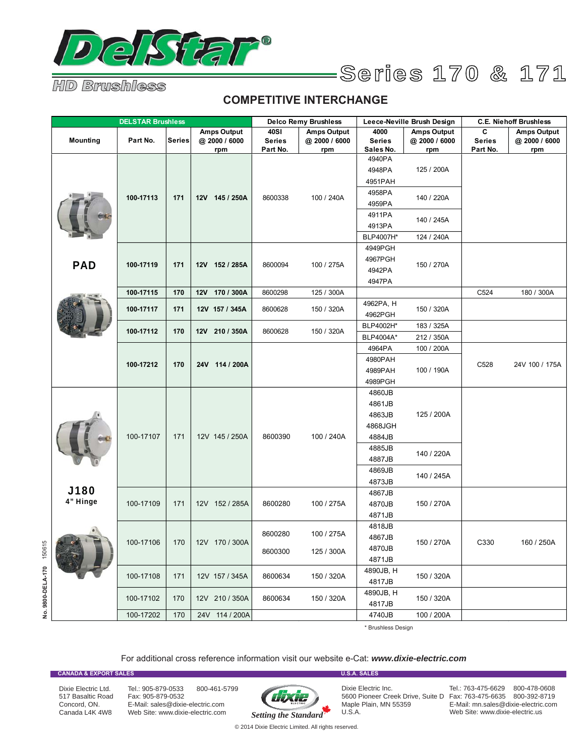# DelStar®

HD Brushless

# Series 170 & 171

## COMPETITIVE INTERCHANGE

| DELSTAR Brushless | | | | Delco Remy Brushless | | Leece-Neville Brush Design | | C.E. Niehoff Brushless | |
|---|---|---|---|---|---|---|---|---|---|
| Mounting | Part No. | Series | Amps Output @ 2000 / 6000 rpm | 40SI Series Part No. | Amps Output @ 2000 / 6000 rpm | 4000 Series Sales No. | Amps Output @ 2000 / 6000 rpm | C Series Part No. | Amps Output @ 2000 / 6000 rpm |
| PAD | 100-17113 | 171 | 12V 145 / 250A | 8600338 | 100 / 240A | 4940PA, 4948PA, 4951PAH | 125 / 200A | | |
| | | | | | | 4958PA, 4959PA | 140 / 220A | | |
| | | | | | | 4911PA, 4913PA | 140 / 245A | | |
| | | | | | | BLP4007H* | 124 / 240A | | |
| | 100-17119 | 171 | 12V 152 / 285A | 8600094 | 100 / 275A | 4949PGH, 4967PGH, 4942PA, 4947PA | 150 / 270A | | |
| | 100-17115 | 170 | 12V 170 / 300A | 8600298 | 125 / 300A | | | C524 | 180 / 300A |
| | 100-17117 | 171 | 12V 157 / 345A | 8600628 | 150 / 320A | 4962PA, H, 4962PGH | 150 / 320A | | |
| | 100-17112 | 170 | 12V 210 / 350A | 8600628 | 150 / 320A | BLP4002H* | 183 / 325A | | |
| | | | | | | BLP4004A* | 212 / 350A | | |
| | 100-17212 | 170 | 24V 114 / 200A | | | 4964PA | 100 / 200A | C528 | 24V 100 / 175A |
| | | | | | | 4980PAH, 4989PAH, 4989PGH | 100 / 190A | | |
| J180 4" Hinge | 100-17107 | 171 | 12V 145 / 250A | 8600390 | 100 / 240A | 4860JB, 4861JB, 4863JB, 4868JGH, 4884JB | 125 / 200A | | |
| | | | | | | 4885JB, 4887JB | 140 / 220A | | |
| | | | | | | 4869JB, 4873JB | 140 / 245A | | |
| | 100-17109 | 171 | 12V 152 / 285A | 8600280 | 100 / 275A | 4867JB, 4870JB, 4871JB | 150 / 270A | | |
| | 100-17106 | 170 | 12V 170 / 300A | 8600280 | 100 / 275A | 4818JB, 4867JB, 4870JB, 4871JB | 150 / 270A | C330 | 160 / 250A |
| | | | | 8600300 | 125 / 300A | | | | |
| | 100-17108 | 171 | 12V 157 / 345A | 8600634 | 150 / 320A | 4890JB, H, 4817JB | 150 / 320A | | |
| | 100-17102 | 170 | 12V 210 / 350A | 8600634 | 150 / 320A | 4890JB, H, 4817JB | 150 / 320A | | |
| | 100-17202 | 170 | 24V 114 / 200A | | | 4740JB | 100 / 200A | | |

\* Brushless Design

No. 9800-DELA-170 150615

For additional cross reference information visit our website e-Cat: ***www.dixie-electric.com***

**CANADA & EXPORT SALES**

Dixie Electric Ltd.
517 Basaltic Road
Concord, ON.
Canada L4K 4W8

Tel.: 905-879-0533 800-461-5799
Fax: 905-879-0532
E-Mail: sales@dixie-electric.com
Web Site: www.dixie-electric.com

*Setting the Standard*

**U.S.A. SALES**

Dixie Electric Inc.
5600 Pioneer Creek Drive, Suite D
Maple Plain, MN 55359
U.S.A.

Tel.: 763-475-6629 800-478-0608
Fax: 763-475-6635 800-392-8719
E-Mail: mn.sales@dixie-electric.com
Web Site: www.dixie-electric.us

© 2014 Dixie Electric Limited. All rights reserved.